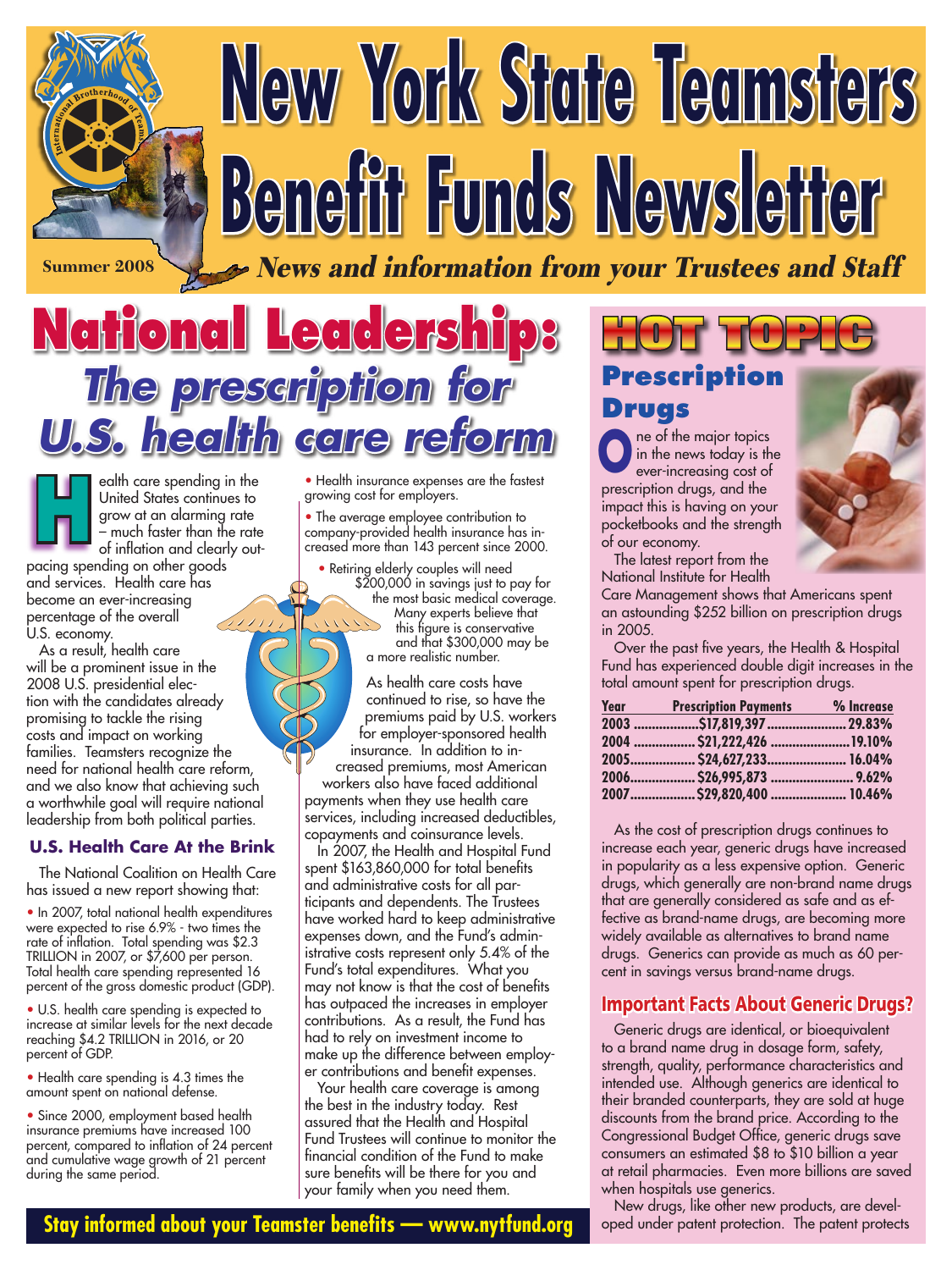# New York State Teamsters Benefit Funds Newsletter

Summer 2008

*News and information from your Trustees and Staff*

# National Leadership: *The prescription for U.S. health care reform*

Health care spending in the United States continues to grow at an alarming rate – much faster than the rate of inflation and clearly outpacing spending on other goods and services. Health care has become an ever-increasing percentage of the overall U.S. economy.

As a result, health care will be a prominent issue in the 2008 U.S. presidential election with the candidates already promising to tackle the rising costs and impact on working families. Teamsters recognize the need for national health care reform, and we also know that achieving such a worthwhile goal will require national leadership from both political parties.

### U.S. Health Care At the Brink

The National Coalition on Health Care has issued a new report showing that:

- In 2007, total national health expenditures were expected to rise 6.9% - two times the rate of inflation. Total spending was $2.3 TRILLION in 2007, or $7,600 per person. Total health care spending represented 16 percent of the gross domestic product (GDP).
- U.S. health care spending is expected to increase at similar levels for the next decade reaching $4.2 TRILLION in 2016, or 20 percent of GDP.
- Health care spending is 4.3 times the amount spent on national defense.
- Since 2000, employment based health insurance premiums have increased 100 percent, compared to inflation of 24 percent and cumulative wage growth of 21 percent during the same period.
- Health insurance expenses are the fastest growing cost for employers.
- The average employee contribution to company-provided health insurance has increased more than 143 percent since 2000.
- Retiring elderly couples will need $200,000 in savings just to pay for the most basic medical coverage. Many experts believe that this figure is conservative and that $300,000 may be a more realistic number.

As health care costs have continued to rise, so have the premiums paid by U.S. workers for employer-sponsored health insurance. In addition to increased premiums, most American workers also have faced additional payments when they use health care services, including increased deductibles, copayments and coinsurance levels.

In 2007, the Health and Hospital Fund spent $163,860,000 for total benefits and administrative costs for all participants and dependents. The Trustees have worked hard to keep administrative expenses down, and the Fund's administrative costs represent only 5.4% of the Fund's total expenditures. What you may not know is that the cost of benefits has outpaced the increases in employer contributions. As a result, the Fund has had to rely on investment income to make up the difference between employer contributions and benefit expenses.

Your health care coverage is among the best in the industry today. Rest assured that the Health and Hospital Fund Trustees will continue to monitor the financial condition of the Fund to make sure benefits will be there for you and your family when you need them.

**Stay informed about your Teamster benefits — www.nytfund.org**

## HOT TOPIC

## Prescription Drugs

One of the major topics in the news today is the ever-increasing cost of prescription drugs, and the impact this is having on your pocketbooks and the strength of our economy.

The latest report from the National Institute for Health Care Management shows that Americans spent an astounding $252 billion on prescription drugs in 2005.

Over the past five years, the Health & Hospital Fund has experienced double digit increases in the total amount spent for prescription drugs.

| Year | Prescription Payments | % Increase |
|---|---|---|
| 2003 | $17,819,397 | 29.83% |
| 2004 | $21,222,426 | 19.10% |
| 2005 | $24,627,233 | 16.04% |
| 2006 | $26,995,873 | 9.62% |
| 2007 | $29,820,400 | 10.46% |

As the cost of prescription drugs continues to increase each year, generic drugs have increased in popularity as a less expensive option. Generic drugs, which generally are non-brand name drugs that are generally considered as safe and as effective as brand-name drugs, are becoming more widely available as alternatives to brand name drugs. Generics can provide as much as 60 percent in savings versus brand-name drugs.

### Important Facts About Generic Drugs?

Generic drugs are identical, or bioequivalent to a brand name drug in dosage form, safety, strength, quality, performance characteristics and intended use. Although generics are identical to their branded counterparts, they are sold at huge discounts from the brand price. According to the Congressional Budget Office, generic drugs save consumers an estimated $8 to $10 billion a year at retail pharmacies. Even more billions are saved when hospitals use generics.

New drugs, like other new products, are developed under patent protection. The patent protects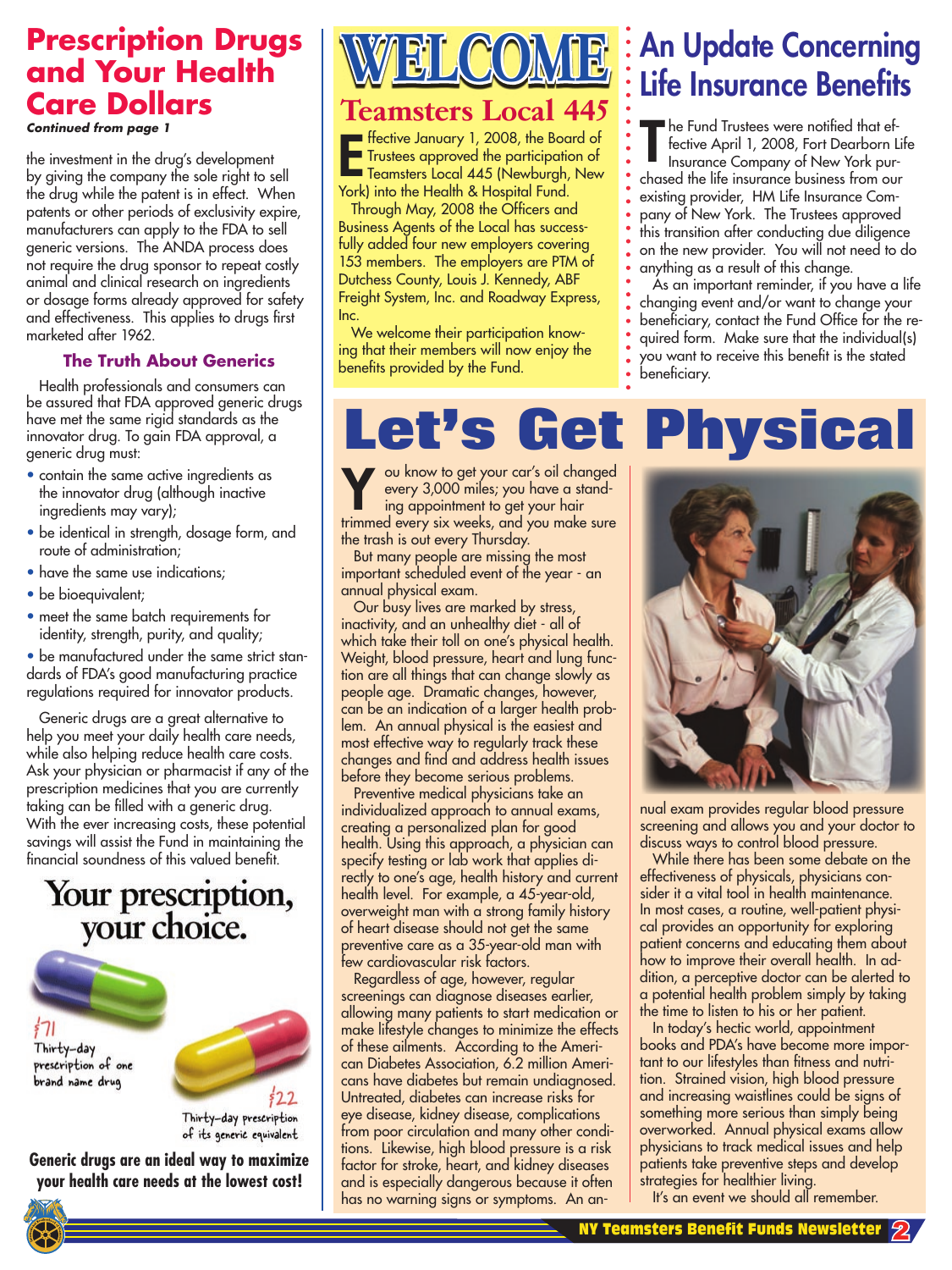# Prescription Drugs and Your Health Care Dollars

***Continued from page 1***

the investment in the drug's development by giving the company the sole right to sell the drug while the patent is in effect. When patents or other periods of exclusivity expire, manufacturers can apply to the FDA to sell generic versions. The ANDA process does not require the drug sponsor to repeat costly animal and clinical research on ingredients or dosage forms already approved for safety and effectiveness. This applies to drugs first marketed after 1962.

### The Truth About Generics

Health professionals and consumers can be assured that FDA approved generic drugs have met the same rigid standards as the innovator drug. To gain FDA approval, a generic drug must:

- contain the same active ingredients as the innovator drug (although inactive ingredients may vary);
- be identical in strength, dosage form, and route of administration;
- have the same use indications;
- be bioequivalent;
- meet the same batch requirements for identity, strength, purity, and quality;
- be manufactured under the same strict standards of FDA's good manufacturing practice regulations required for innovator products.

Generic drugs are a great alternative to help you meet your daily health care needs, while also helping reduce health care costs. Ask your physician or pharmacist if any of the prescription medicines that you are currently taking can be filled with a generic drug. With the ever increasing costs, these potential savings will assist the Fund in maintaining the financial soundness of this valued benefit.

**Your prescription, your choice.**

$71 Thirty-day prescription of one brand name drug

$22 Thirty-day prescription of its generic equivalent

**Generic drugs are an ideal way to maximize your health care needs at the lowest cost!**

# WELCOME

## Teamsters Local 445

Effective January 1, 2008, the Board of Trustees approved the participation of Teamsters Local 445 (Newburgh, New York) into the Health & Hospital Fund.

Through May, 2008 the Officers and Business Agents of the Local has successfully added four new employers covering 153 members. The employers are PTM of Dutchess County, Louis J. Kennedy, ABF Freight System, Inc. and Roadway Express, Inc.

We welcome their participation knowing that their members will now enjoy the benefits provided by the Fund.

# An Update Concerning Life Insurance Benefits

The Fund Trustees were notified that effective April 1, 2008, Fort Dearborn Life Insurance Company of New York purchased the life insurance business from our existing provider, HM Life Insurance Company of New York. The Trustees approved this transition after conducting due diligence on the new provider. You will not need to do anything as a result of this change.

As an important reminder, if you have a life changing event and/or want to change your beneficiary, contact the Fund Office for the required form. Make sure that the individual(s) you want to receive this benefit is the stated beneficiary.

# Let's Get Physical

You know to get your car's oil changed every 3,000 miles; you have a standing appointment to get your hair trimmed every six weeks, and you make sure the trash is out every Thursday.

But many people are missing the most important scheduled event of the year - an annual physical exam.

Our busy lives are marked by stress, inactivity, and an unhealthy diet - all of which take their toll on one's physical health. Weight, blood pressure, heart and lung function are all things that can change slowly as people age. Dramatic changes, however, can be an indication of a larger health problem. An annual physical is the easiest and most effective way to regularly track these changes and find and address health issues before they become serious problems.

Preventive medical physicians take an individualized approach to annual exams, creating a personalized plan for good health. Using this approach, a physician can specify testing or lab work that applies directly to one's age, health history and current health level. For example, a 45-year-old, overweight man with a strong family history of heart disease should not get the same preventive care as a 35-year-old man with few cardiovascular risk factors.

Regardless of age, however, regular screenings can diagnose diseases earlier, allowing many patients to start medication or make lifestyle changes to minimize the effects of these ailments. According to the American Diabetes Association, 6.2 million Americans have diabetes but remain undiagnosed. Untreated, diabetes can increase risks for eye disease, kidney disease, complications from poor circulation and many other conditions. Likewise, high blood pressure is a risk factor for stroke, heart, and kidney diseases and is especially dangerous because it often has no warning signs or symptoms. An annual exam provides regular blood pressure screening and allows you and your doctor to discuss ways to control blood pressure.

While there has been some debate on the effectiveness of physicals, physicians consider it a vital tool in health maintenance. In most cases, a routine, well-patient physical provides an opportunity for exploring patient concerns and educating them about how to improve their overall health. In addition, a perceptive doctor can be alerted to a potential health problem simply by taking the time to listen to his or her patient.

In today's hectic world, appointment books and PDA's have become more important to our lifestyles than fitness and nutrition. Strained vision, high blood pressure and increasing waistlines could be signs of something more serious than simply being overworked. Annual physical exams allow physicians to track medical issues and help patients take preventive steps and develop strategies for healthier living.

It's an event we should all remember.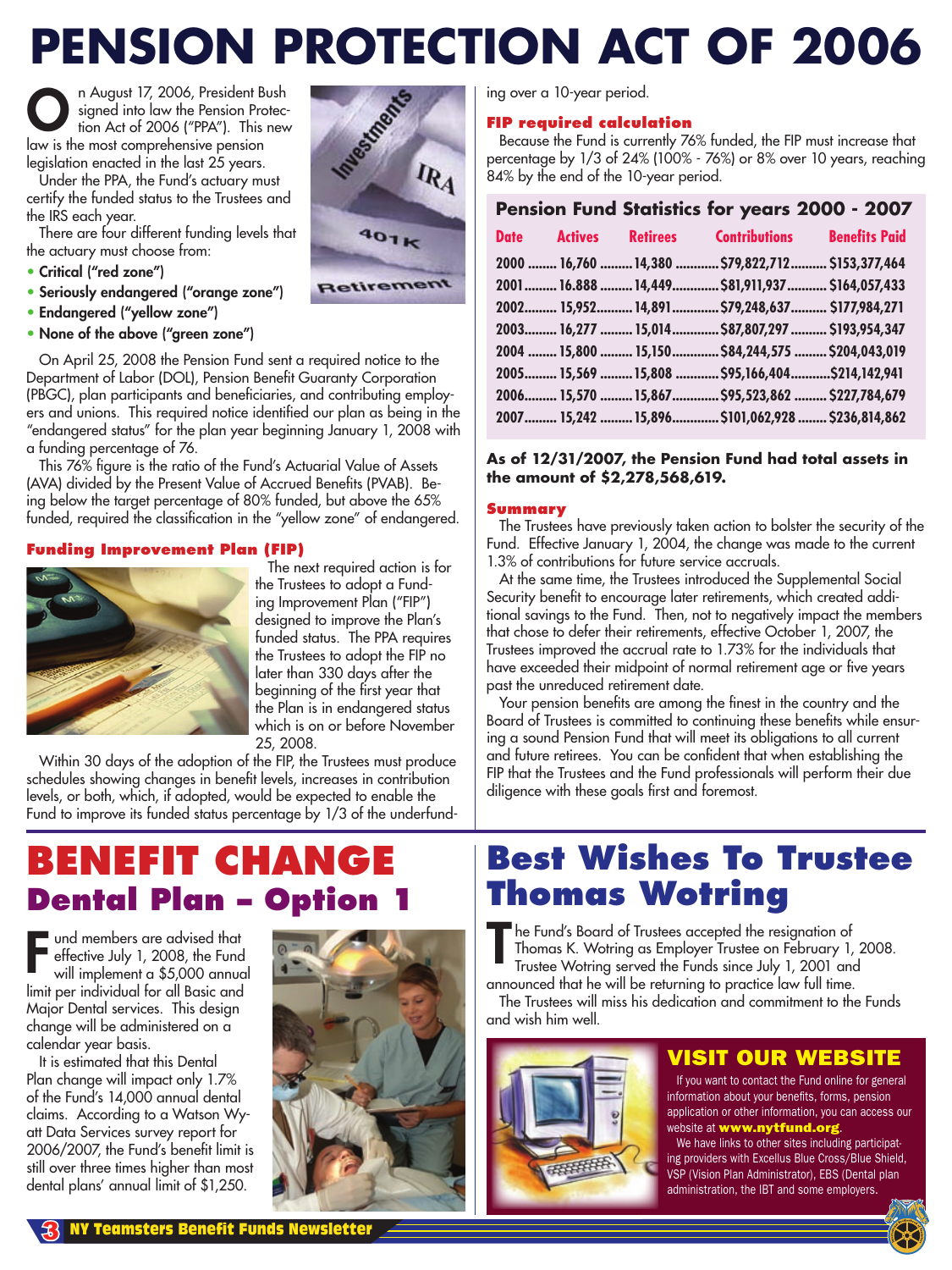# PENSION PROTECTION ACT OF 2006

On August 17, 2006, President Bush signed into law the Pension Protection Act of 2006 ("PPA"). This new law is the most comprehensive pension legislation enacted in the last 25 years.

Under the PPA, the Fund's actuary must certify the funded status to the Trustees and the IRS each year.

There are four different funding levels that the actuary must choose from:

- **Critical ("red zone")**
- **Seriously endangered ("orange zone")**
- **Endangered ("yellow zone")**
- **None of the above ("green zone")**

On April 25, 2008 the Pension Fund sent a required notice to the Department of Labor (DOL), Pension Benefit Guaranty Corporation (PBGC), plan participants and beneficiaries, and contributing employers and unions. This required notice identified our plan as being in the "endangered status" for the plan year beginning January 1, 2008 with a funding percentage of 76.

This 76% figure is the ratio of the Fund's Actuarial Value of Assets (AVA) divided by the Present Value of Accrued Benefits (PVAB). Being below the target percentage of 80% funded, but above the 65% funded, required the classification in the "yellow zone" of endangered.

### Funding Improvement Plan (FIP)

The next required action is for the Trustees to adopt a Funding Improvement Plan ("FIP") designed to improve the Plan's funded status. The PPA requires the Trustees to adopt the FIP no later than 330 days after the beginning of the first year that the Plan is in endangered status which is on or before November 25, 2008.

Within 30 days of the adoption of the FIP, the Trustees must produce schedules showing changes in benefit levels, increases in contribution levels, or both, which, if adopted, would be expected to enable the Fund to improve its funded status percentage by 1/3 of the underfunding over a 10-year period.

### FIP required calculation

Because the Fund is currently 76% funded, the FIP must increase that percentage by 1/3 of 24% (100% - 76%) or 8% over 10 years, reaching 84% by the end of the 10-year period.

### Pension Fund Statistics for years 2000 - 2007

| Date | Actives | Retirees | Contributions | Benefits Paid |
|---|---|---|---|---|
| 2000 | 16,760 | 14,380 | $79,822,712 | $153,377,464 |
| 2001 | 16.888 | 14,449 | $81,911,937 | $164,057,433 |
| 2002 | 15,952 | 14,891 | $79,248,637 | $177,984,271 |
| 2003 | 16,277 | 15,014 | $87,807,297 | $193,954,347 |
| 2004 | 15,800 | 15,150 | $84,244,575 | $204,043,019 |
| 2005 | 15,569 | 15,808 | $95,166,404 | $214,142,941 |
| 2006 | 15,570 | 15,867 | $95,523,862 | $227,784,679 |
| 2007 | 15,242 | 15,896 | $101,062,928 | $236,814,862 |

**As of 12/31/2007, the Pension Fund had total assets in the amount of $2,278,568,619.**

### Summary

The Trustees have previously taken action to bolster the security of the Fund. Effective January 1, 2004, the change was made to the current 1.3% of contributions for future service accruals.

At the same time, the Trustees introduced the Supplemental Social Security benefit to encourage later retirements, which created additional savings to the Fund. Then, not to negatively impact the members that chose to defer their retirements, effective October 1, 2007, the Trustees improved the accrual rate to 1.73% for the individuals that have exceeded their midpoint of normal retirement age or five years past the unreduced retirement date.

Your pension benefits are among the finest in the country and the Board of Trustees is committed to continuing these benefits while ensuring a sound Pension Fund that will meet its obligations to all current and future retirees. You can be confident that when establishing the FIP that the Trustees and the Fund professionals will perform their due diligence with these goals first and foremost.

# BENEFIT CHANGE

## Dental Plan – Option 1

Fund members are advised that effective July 1, 2008, the Fund will implement a $5,000 annual limit per individual for all Basic and Major Dental services. This design change will be administered on a calendar year basis.

It is estimated that this Dental Plan change will impact only 1.7% of the Fund's 14,000 annual dental claims. According to a Watson Wyatt Data Services survey report for 2006/2007, the Fund's benefit limit is still over three times higher than most dental plans' annual limit of $1,250.

# Best Wishes To Trustee Thomas Wotring

The Fund's Board of Trustees accepted the resignation of Thomas K. Wotring as Employer Trustee on February 1, 2008. Trustee Wotring served the Funds since July 1, 2001 and announced that he will be returning to practice law full time.

The Trustees will miss his dedication and commitment to the Funds and wish him well.

## VISIT OUR WEBSITE

If you want to contact the Fund online for general information about your benefits, forms, pension application or other information, you can access our website at **www.nytfund.org**.

We have links to other sites including participating providers with Excellus Blue Cross/Blue Shield, VSP (Vision Plan Administrator), EBS (Dental plan administration, the IBT and some employers.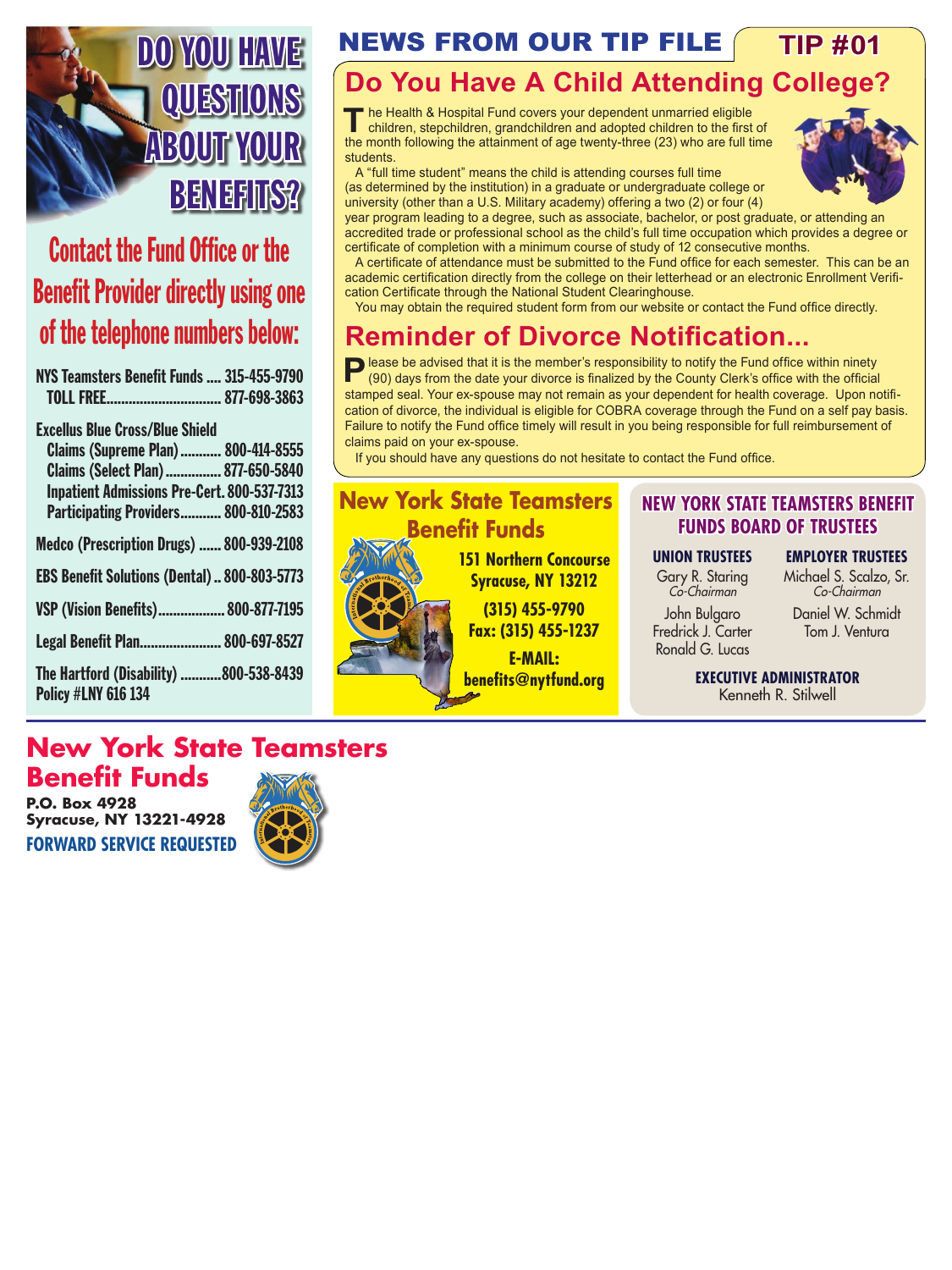# DO YOU HAVE QUESTIONS ABOUT YOUR BENEFITS?

## Contact the Fund Office or the Benefit Provider directly using one of the telephone numbers below:

**NYS Teamsters Benefit Funds** .... 315-455-9790
**TOLL FREE**................................ 877-698-3863

**Excellus Blue Cross/Blue Shield**
**Claims (Supreme Plan)**........... 800-414-8555
**Claims (Select Plan)**............... 877-650-5840
**Inpatient Admissions Pre-Cert.** 800-537-7313
**Participating Providers**........... 800-810-2583

**Medco (Prescription Drugs)** ...... 800-939-2108

**EBS Benefit Solutions (Dental)** .. 800-803-5773

**VSP (Vision Benefits)**.................. 800-877-7195

**Legal Benefit Plan**....................... 800-697-8527

**The Hartford (Disability)** ...........800-538-8439
**Policy #LNY 616 134**

# NEWS FROM OUR TIP FILE

**TIP #01**

## Do You Have A Child Attending College?

The Health & Hospital Fund covers your dependent unmarried eligible children, stepchildren, grandchildren and adopted children to the first of the month following the attainment of age twenty-three (23) who are full time students.

A "full time student" means the child is attending courses full time (as determined by the institution) in a graduate or undergraduate college or university (other than a U.S. Military academy) offering a two (2) or four (4) year program leading to a degree, such as associate, bachelor, or post graduate, or attending an accredited trade or professional school as the child's full time occupation which provides a degree or certificate of completion with a minimum course of study of 12 consecutive months.

A certificate of attendance must be submitted to the Fund office for each semester. This can be an academic certification directly from the college on their letterhead or an electronic Enrollment Verification Certificate through the National Student Clearinghouse.

You may obtain the required student form from our website or contact the Fund office directly.

## Reminder of Divorce Notification...

Please be advised that it is the member's responsibility to notify the Fund office within ninety (90) days from the date your divorce is finalized by the County Clerk's office with the official stamped seal. Your ex-spouse may not remain as your dependent for health coverage. Upon notification of divorce, the individual is eligible for COBRA coverage through the Fund on a self pay basis. Failure to notify the Fund office timely will result in you being responsible for full reimbursement of claims paid on your ex-spouse.

If you should have any questions do not hesitate to contact the Fund office.

## New York State Teamsters Benefit Funds

**151 Northern Concourse**
**Syracuse, NY 13212**

**(315) 455-9790**
**Fax: (315) 455-1237**

**E-MAIL:**
**benefits@nytfund.org**

## NEW YORK STATE TEAMSTERS BENEFIT FUNDS BOARD OF TRUSTEES

| UNION TRUSTEES | EMPLOYER TRUSTEES |
|---|---|
| Gary R. Staring *Co-Chairman* | Michael S. Scalzo, Sr. *Co-Chairman* |
| John Bulgaro | Daniel W. Schmidt |
| Fredrick J. Carter | Tom J. Ventura |
| Ronald G. Lucas | |

**EXECUTIVE ADMINISTRATOR**
Kenneth R. Stilwell

## New York State Teamsters Benefit Funds

**P.O. Box 4928**
**Syracuse, NY 13221-4928**
**FORWARD SERVICE REQUESTED**